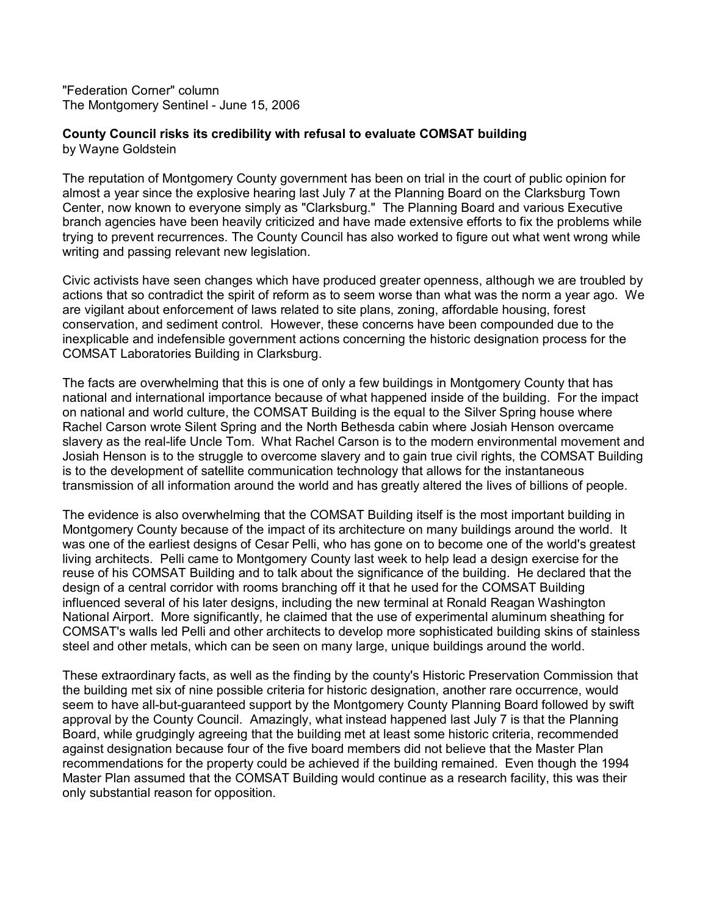"Federation Corner" column
The Montgomery Sentinel - June 15, 2006

**County Council risks its credibility with refusal to evaluate COMSAT building**
by Wayne Goldstein

The reputation of Montgomery County government has been on trial in the court of public opinion for almost a year since the explosive hearing last July 7 at the Planning Board on the Clarksburg Town Center, now known to everyone simply as "Clarksburg." The Planning Board and various Executive branch agencies have been heavily criticized and have made extensive efforts to fix the problems while trying to prevent recurrences. The County Council has also worked to figure out what went wrong while writing and passing relevant new legislation.

Civic activists have seen changes which have produced greater openness, although we are troubled by actions that so contradict the spirit of reform as to seem worse than what was the norm a year ago. We are vigilant about enforcement of laws related to site plans, zoning, affordable housing, forest conservation, and sediment control. However, these concerns have been compounded due to the inexplicable and indefensible government actions concerning the historic designation process for the COMSAT Laboratories Building in Clarksburg.

The facts are overwhelming that this is one of only a few buildings in Montgomery County that has national and international importance because of what happened inside of the building. For the impact on national and world culture, the COMSAT Building is the equal to the Silver Spring house where Rachel Carson wrote Silent Spring and the North Bethesda cabin where Josiah Henson overcame slavery as the real-life Uncle Tom. What Rachel Carson is to the modern environmental movement and Josiah Henson is to the struggle to overcome slavery and to gain true civil rights, the COMSAT Building is to the development of satellite communication technology that allows for the instantaneous transmission of all information around the world and has greatly altered the lives of billions of people.

The evidence is also overwhelming that the COMSAT Building itself is the most important building in Montgomery County because of the impact of its architecture on many buildings around the world. It was one of the earliest designs of Cesar Pelli, who has gone on to become one of the world's greatest living architects. Pelli came to Montgomery County last week to help lead a design exercise for the reuse of his COMSAT Building and to talk about the significance of the building. He declared that the design of a central corridor with rooms branching off it that he used for the COMSAT Building influenced several of his later designs, including the new terminal at Ronald Reagan Washington National Airport. More significantly, he claimed that the use of experimental aluminum sheathing for COMSAT's walls led Pelli and other architects to develop more sophisticated building skins of stainless steel and other metals, which can be seen on many large, unique buildings around the world.

These extraordinary facts, as well as the finding by the county's Historic Preservation Commission that the building met six of nine possible criteria for historic designation, another rare occurrence, would seem to have all-but-guaranteed support by the Montgomery County Planning Board followed by swift approval by the County Council. Amazingly, what instead happened last July 7 is that the Planning Board, while grudgingly agreeing that the building met at least some historic criteria, recommended against designation because four of the five board members did not believe that the Master Plan recommendations for the property could be achieved if the building remained. Even though the 1994 Master Plan assumed that the COMSAT Building would continue as a research facility, this was their only substantial reason for opposition.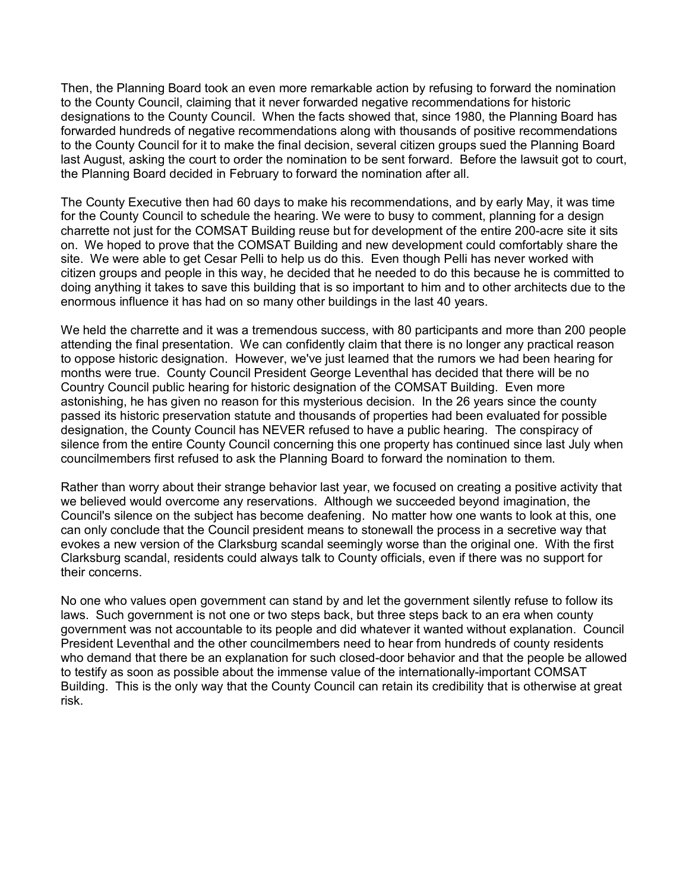Then, the Planning Board took an even more remarkable action by refusing to forward the nomination to the County Council, claiming that it never forwarded negative recommendations for historic designations to the County Council. When the facts showed that, since 1980, the Planning Board has forwarded hundreds of negative recommendations along with thousands of positive recommendations to the County Council for it to make the final decision, several citizen groups sued the Planning Board last August, asking the court to order the nomination to be sent forward. Before the lawsuit got to court, the Planning Board decided in February to forward the nomination after all.

The County Executive then had 60 days to make his recommendations, and by early May, it was time for the County Council to schedule the hearing. We were to busy to comment, planning for a design charrette not just for the COMSAT Building reuse but for development of the entire 200-acre site it sits on. We hoped to prove that the COMSAT Building and new development could comfortably share the site. We were able to get Cesar Pelli to help us do this. Even though Pelli has never worked with citizen groups and people in this way, he decided that he needed to do this because he is committed to doing anything it takes to save this building that is so important to him and to other architects due to the enormous influence it has had on so many other buildings in the last 40 years.

We held the charrette and it was a tremendous success, with 80 participants and more than 200 people attending the final presentation. We can confidently claim that there is no longer any practical reason to oppose historic designation. However, we've just learned that the rumors we had been hearing for months were true. County Council President George Leventhal has decided that there will be no Country Council public hearing for historic designation of the COMSAT Building. Even more astonishing, he has given no reason for this mysterious decision. In the 26 years since the county passed its historic preservation statute and thousands of properties had been evaluated for possible designation, the County Council has NEVER refused to have a public hearing. The conspiracy of silence from the entire County Council concerning this one property has continued since last July when councilmembers first refused to ask the Planning Board to forward the nomination to them.

Rather than worry about their strange behavior last year, we focused on creating a positive activity that we believed would overcome any reservations. Although we succeeded beyond imagination, the Council's silence on the subject has become deafening. No matter how one wants to look at this, one can only conclude that the Council president means to stonewall the process in a secretive way that evokes a new version of the Clarksburg scandal seemingly worse than the original one. With the first Clarksburg scandal, residents could always talk to County officials, even if there was no support for their concerns.

No one who values open government can stand by and let the government silently refuse to follow its laws. Such government is not one or two steps back, but three steps back to an era when county government was not accountable to its people and did whatever it wanted without explanation. Council President Leventhal and the other councilmembers need to hear from hundreds of county residents who demand that there be an explanation for such closed-door behavior and that the people be allowed to testify as soon as possible about the immense value of the internationally-important COMSAT Building. This is the only way that the County Council can retain its credibility that is otherwise at great risk.